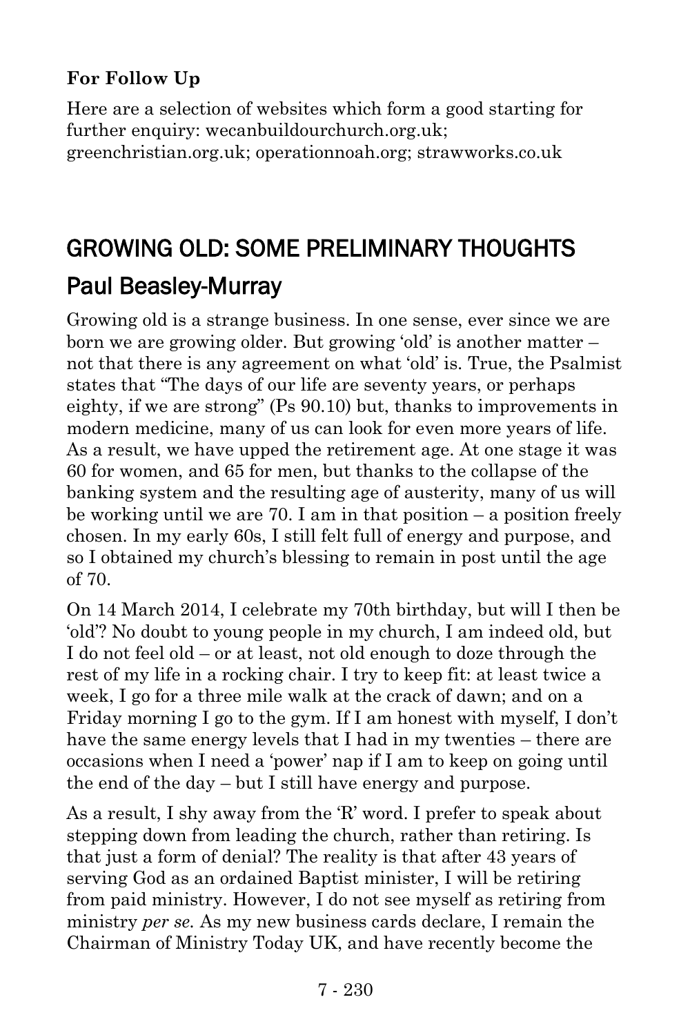**For Follow Up**

Here are a selection of websites which form a good starting for further enquiry: wecanbuildourchurch.org.uk; greenchristian.org.uk; operationnoah.org; strawworks.co.uk

## GROWING OLD: SOME PRELIMINARY THOUGHTS

## Paul Beasley-Murray

Growing old is a strange business. In one sense, ever since we are born we are growing older. But growing 'old' is another matter – not that there is any agreement on what 'old' is. True, the Psalmist states that "The days of our life are seventy years, or perhaps eighty, if we are strong" (Ps 90.10) but, thanks to improvements in modern medicine, many of us can look for even more years of life. As a result, we have upped the retirement age. At one stage it was 60 for women, and 65 for men, but thanks to the collapse of the banking system and the resulting age of austerity, many of us will be working until we are 70. I am in that position – a position freely chosen. In my early 60s, I still felt full of energy and purpose, and so I obtained my church's blessing to remain in post until the age of 70.

On 14 March 2014, I celebrate my 70th birthday, but will I then be 'old'? No doubt to young people in my church, I am indeed old, but I do not feel old – or at least, not old enough to doze through the rest of my life in a rocking chair. I try to keep fit: at least twice a week, I go for a three mile walk at the crack of dawn; and on a Friday morning I go to the gym. If I am honest with myself, I don't have the same energy levels that I had in my twenties – there are occasions when I need a 'power' nap if I am to keep on going until the end of the day – but I still have energy and purpose.

As a result, I shy away from the 'R' word. I prefer to speak about stepping down from leading the church, rather than retiring. Is that just a form of denial? The reality is that after 43 years of serving God as an ordained Baptist minister, I will be retiring from paid ministry. However, I do not see myself as retiring from ministry *per se*. As my new business cards declare, I remain the Chairman of Ministry Today UK, and have recently become the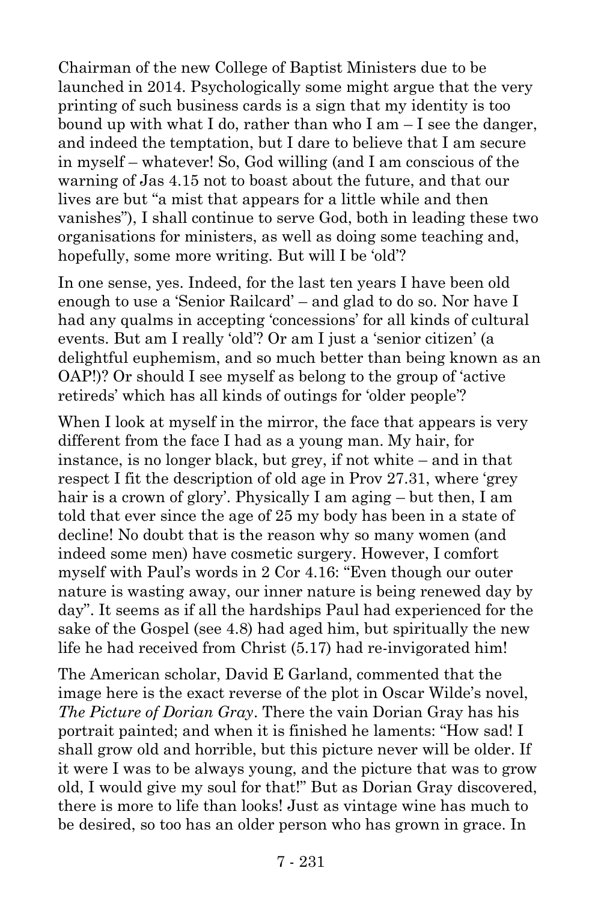Chairman of the new College of Baptist Ministers due to be launched in 2014. Psychologically some might argue that the very printing of such business cards is a sign that my identity is too bound up with what I do, rather than who I am – I see the danger, and indeed the temptation, but I dare to believe that I am secure in myself – whatever! So, God willing (and I am conscious of the warning of Jas 4.15 not to boast about the future, and that our lives are but "a mist that appears for a little while and then vanishes"), I shall continue to serve God, both in leading these two organisations for ministers, as well as doing some teaching and, hopefully, some more writing. But will I be 'old'?

In one sense, yes. Indeed, for the last ten years I have been old enough to use a 'Senior Railcard' – and glad to do so. Nor have I had any qualms in accepting 'concessions' for all kinds of cultural events. But am I really 'old'? Or am I just a 'senior citizen' (a delightful euphemism, and so much better than being known as an OAP!)? Or should I see myself as belong to the group of 'active retireds' which has all kinds of outings for 'older people'?

When I look at myself in the mirror, the face that appears is very different from the face I had as a young man. My hair, for instance, is no longer black, but grey, if not white – and in that respect I fit the description of old age in Prov 27.31, where 'grey hair is a crown of glory'. Physically I am aging – but then, I am told that ever since the age of 25 my body has been in a state of decline! No doubt that is the reason why so many women (and indeed some men) have cosmetic surgery. However, I comfort myself with Paul's words in 2 Cor 4.16: "Even though our outer nature is wasting away, our inner nature is being renewed day by day". It seems as if all the hardships Paul had experienced for the sake of the Gospel (see 4.8) had aged him, but spiritually the new life he had received from Christ (5.17) had re-invigorated him!

The American scholar, David E Garland, commented that the image here is the exact reverse of the plot in Oscar Wilde's novel, *The Picture of Dorian Gray*. There the vain Dorian Gray has his portrait painted; and when it is finished he laments: "How sad! I shall grow old and horrible, but this picture never will be older. If it were I was to be always young, and the picture that was to grow old, I would give my soul for that!" But as Dorian Gray discovered, there is more to life than looks! Just as vintage wine has much to be desired, so too has an older person who has grown in grace. In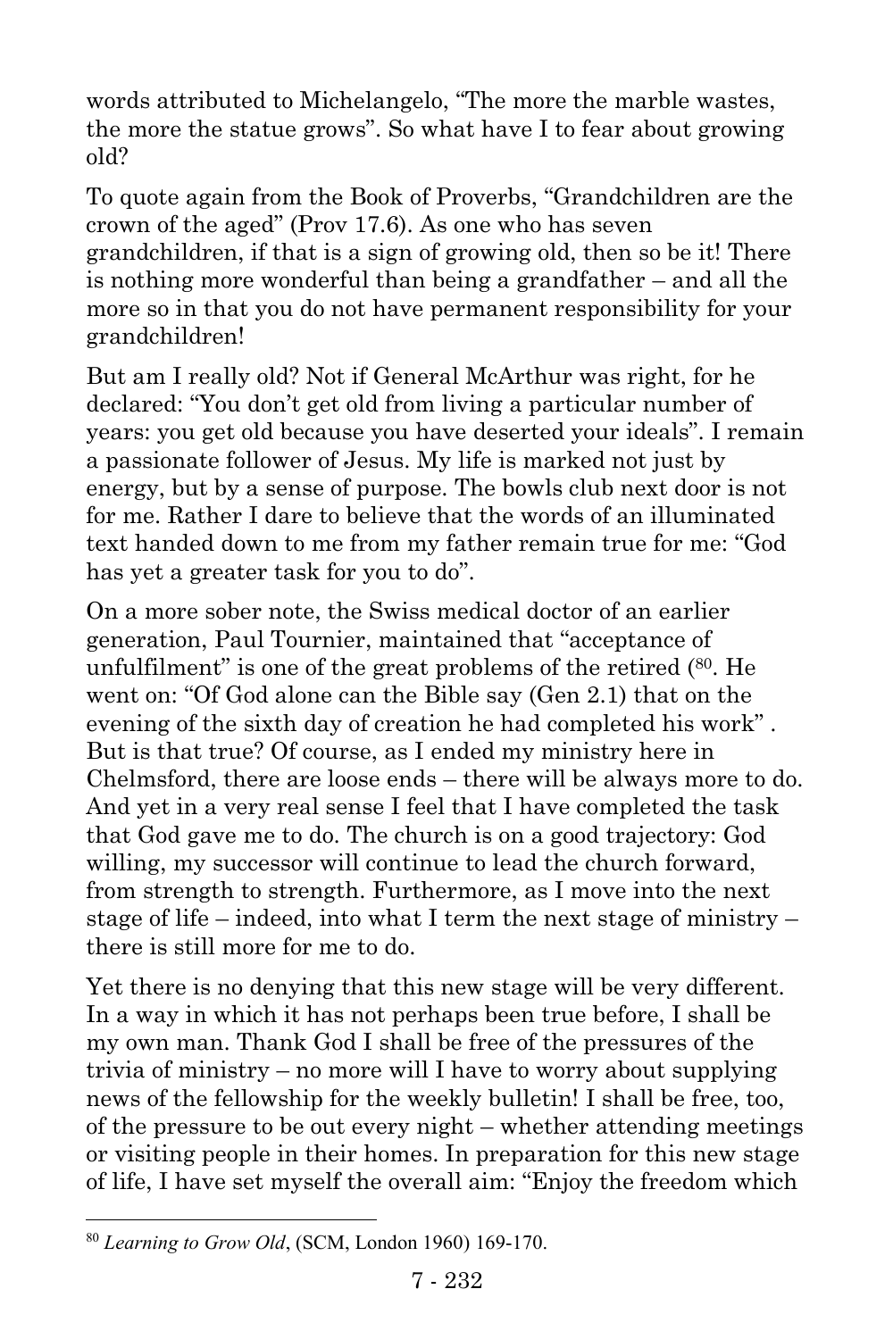words attributed to Michelangelo, "The more the marble wastes, the more the statue grows". So what have I to fear about growing old?

To quote again from the Book of Proverbs, "Grandchildren are the crown of the aged" (Prov 17.6). As one who has seven grandchildren, if that is a sign of growing old, then so be it! There is nothing more wonderful than being a grandfather – and all the more so in that you do not have permanent responsibility for your grandchildren!

But am I really old? Not if General McArthur was right, for he declared: "You don't get old from living a particular number of years: you get old because you have deserted your ideals". I remain a passionate follower of Jesus. My life is marked not just by energy, but by a sense of purpose. The bowls club next door is not for me. Rather I dare to believe that the words of an illuminated text handed down to me from my father remain true for me: "God has yet a greater task for you to do".

On a more sober note, the Swiss medical doctor of an earlier generation, Paul Tournier, maintained that "acceptance of unfulfilment" is one of the great problems of the retired ([80]. He went on: "Of God alone can the Bible say (Gen 2.1) that on the evening of the sixth day of creation he had completed his work" . But is that true? Of course, as I ended my ministry here in Chelmsford, there are loose ends – there will be always more to do. And yet in a very real sense I feel that I have completed the task that God gave me to do. The church is on a good trajectory: God willing, my successor will continue to lead the church forward, from strength to strength. Furthermore, as I move into the next stage of life – indeed, into what I term the next stage of ministry – there is still more for me to do.

Yet there is no denying that this new stage will be very different. In a way in which it has not perhaps been true before, I shall be my own man. Thank God I shall be free of the pressures of the trivia of ministry – no more will I have to worry about supplying news of the fellowship for the weekly bulletin! I shall be free, too, of the pressure to be out every night – whether attending meetings or visiting people in their homes. In preparation for this new stage of life, I have set myself the overall aim: "Enjoy the freedom which

---

[80] *Learning to Grow Old*, (SCM, London 1960) 169-170.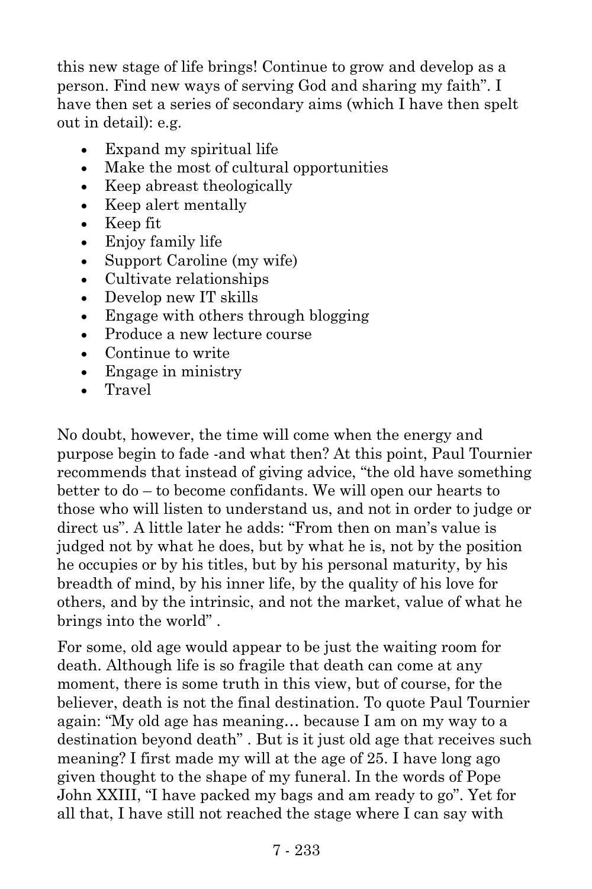this new stage of life brings! Continue to grow and develop as a person. Find new ways of serving God and sharing my faith". I have then set a series of secondary aims (which I have then spelt out in detail): e.g.

- Expand my spiritual life
- Make the most of cultural opportunities
- Keep abreast theologically
- Keep alert mentally
- Keep fit
- Enjoy family life
- Support Caroline (my wife)
- Cultivate relationships
- Develop new IT skills
- Engage with others through blogging
- Produce a new lecture course
- Continue to write
- Engage in ministry
- Travel

No doubt, however, the time will come when the energy and purpose begin to fade -and what then? At this point, Paul Tournier recommends that instead of giving advice, "the old have something better to do – to become confidants. We will open our hearts to those who will listen to understand us, and not in order to judge or direct us". A little later he adds: "From then on man's value is judged not by what he does, but by what he is, not by the position he occupies or by his titles, but by his personal maturity, by his breadth of mind, by his inner life, by the quality of his love for others, and by the intrinsic, and not the market, value of what he brings into the world" .

For some, old age would appear to be just the waiting room for death. Although life is so fragile that death can come at any moment, there is some truth in this view, but of course, for the believer, death is not the final destination. To quote Paul Tournier again: "My old age has meaning… because I am on my way to a destination beyond death" . But is it just old age that receives such meaning? I first made my will at the age of 25. I have long ago given thought to the shape of my funeral. In the words of Pope John XXIII, "I have packed my bags and am ready to go". Yet for all that, I have still not reached the stage where I can say with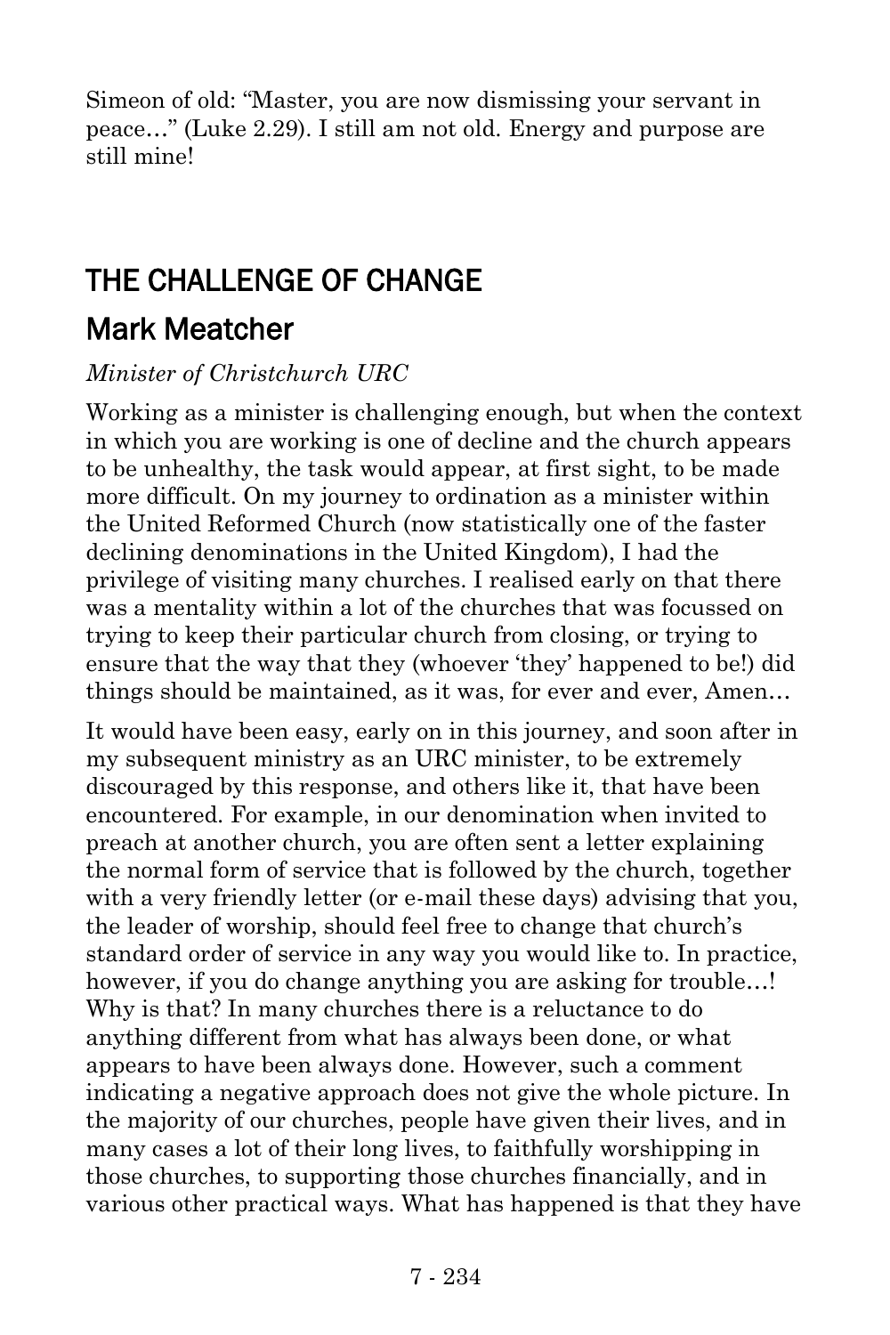Simeon of old: "Master, you are now dismissing your servant in peace…" (Luke 2.29). I still am not old. Energy and purpose are still mine!

## THE CHALLENGE OF CHANGE

### Mark Meatcher

*Minister of Christchurch URC*

Working as a minister is challenging enough, but when the context in which you are working is one of decline and the church appears to be unhealthy, the task would appear, at first sight, to be made more difficult. On my journey to ordination as a minister within the United Reformed Church (now statistically one of the faster declining denominations in the United Kingdom), I had the privilege of visiting many churches. I realised early on that there was a mentality within a lot of the churches that was focussed on trying to keep their particular church from closing, or trying to ensure that the way that they (whoever 'they' happened to be!) did things should be maintained, as it was, for ever and ever, Amen…

It would have been easy, early on in this journey, and soon after in my subsequent ministry as an URC minister, to be extremely discouraged by this response, and others like it, that have been encountered. For example, in our denomination when invited to preach at another church, you are often sent a letter explaining the normal form of service that is followed by the church, together with a very friendly letter (or e-mail these days) advising that you, the leader of worship, should feel free to change that church's standard order of service in any way you would like to. In practice, however, if you do change anything you are asking for trouble…! Why is that? In many churches there is a reluctance to do anything different from what has always been done, or what appears to have been always done. However, such a comment indicating a negative approach does not give the whole picture. In the majority of our churches, people have given their lives, and in many cases a lot of their long lives, to faithfully worshipping in those churches, to supporting those churches financially, and in various other practical ways. What has happened is that they have